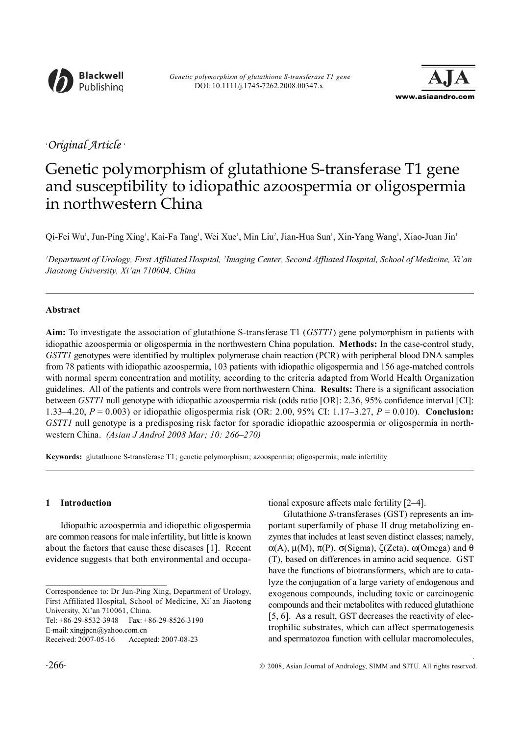·Original Article·

# Genetic polymorphism of glutathione S-transferase T1 gene and susceptibility to idiopathic azoospermia or oligospermia in northwestern China

Qi-Fei Wu[1], Jun-Ping Xing[1], Kai-Fa Tang[1], Wei Xue[1], Min Liu[2], Jian-Hua Sun[1], Xin-Yang Wang[1], Xiao-Juan Jin[1]

*[1]Department of Urology, First Affiliated Hospital, [2]Imaging Center, Second Affliated Hospital, School of Medicine, Xi'an Jiaotong University, Xi'an 710004, China*

## Abstract

**Aim:** To investigate the association of glutathione S-transferase T1 (*GSTT1*) gene polymorphism in patients with idiopathic azoospermia or oligospermia in the northwestern China population. **Methods:** In the case-control study, *GSTT1* genotypes were identified by multiplex polymerase chain reaction (PCR) with peripheral blood DNA samples from 78 patients with idiopathic azoospermia, 103 patients with idiopathic oligospermia and 156 age-matched controls with normal sperm concentration and motility, according to the criteria adapted from World Health Organization guidelines. All of the patients and controls were from northwestern China. **Results:** There is a significant association between *GSTT1* null genotype with idiopathic azoospermia risk (odds ratio [OR]: 2.36, 95% confidence interval [CI]: 1.33–4.20, $P = 0.003$) or idiopathic oligospermia risk (OR: 2.00, 95% CI: 1.17–3.27, $P = 0.010$). **Conclusion:** *GSTT1* null genotype is a predisposing risk factor for sporadic idiopathic azoospermia or oligospermia in northwestern China. *(Asian J Androl 2008 Mar; 10: 266–270)*

**Keywords:** glutathione S-transferase T1; genetic polymorphism; azoospermia; oligospermia; male infertility

## 1 Introduction

Idiopathic azoospermia and idiopathic oligospermia are common reasons for male infertility, but little is known about the factors that cause these diseases [1]. Recent evidence suggests that both environmental and occupational exposure affects male fertility [2–4].

Glutathione *S*-transferases (GST) represents an important superfamily of phase II drug metabolizing enzymes that includes at least seven distinct classes; namely, α(A), μ(M), π(P), σ(Sigma), ζ(Zeta), ω(Omega) and θ (T), based on differences in amino acid sequence. GST have the functions of biotransformers, which are to catalyze the conjugation of a large variety of endogenous and exogenous compounds, including toxic or carcinogenic compounds and their metabolites with reduced glutathione [5, 6]. As a result, GST decreases the reactivity of electrophilic substrates, which can affect spermatogenesis and spermatozoa function with cellular macromolecules,

Correspondence to: Dr Jun-Ping Xing, Department of Urology, First Affiliated Hospital, School of Medicine, Xi'an Jiaotong University, Xi'an 710061, China.
Tel: +86-29-8532-3948 Fax: +86-29-8526-3190
E-mail: xingjpcn@yahoo.com.cn
Received: 2007-05-16 Accepted: 2007-08-23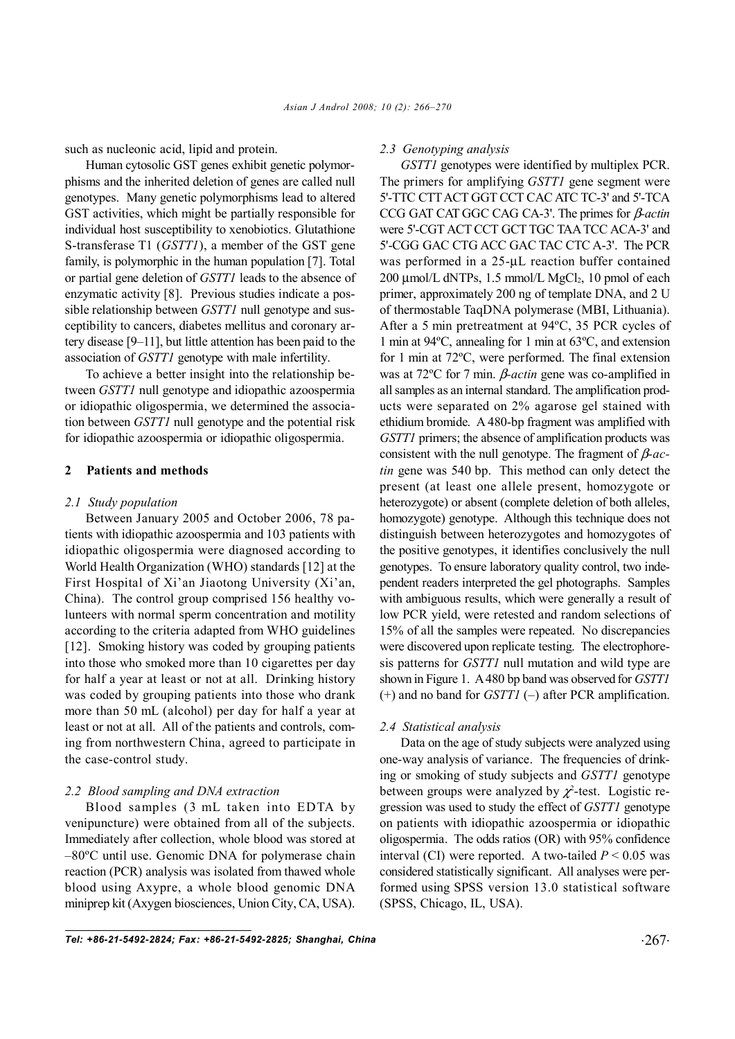such as nucleonic acid, lipid and protein.

Human cytosolic GST genes exhibit genetic polymorphisms and the inherited deletion of genes are called null genotypes. Many genetic polymorphisms lead to altered GST activities, which might be partially responsible for individual host susceptibility to xenobiotics. Glutathione S-transferase T1 (*GSTT1*), a member of the GST gene family, is polymorphic in the human population [7]. Total or partial gene deletion of *GSTT1* leads to the absence of enzymatic activity [8]. Previous studies indicate a possible relationship between *GSTT1* null genotype and susceptibility to cancers, diabetes mellitus and coronary artery disease [9–11], but little attention has been paid to the association of *GSTT1* genotype with male infertility.

To achieve a better insight into the relationship between *GSTT1* null genotype and idiopathic azoospermia or idiopathic oligospermia, we determined the association between *GSTT1* null genotype and the potential risk for idiopathic azoospermia or idiopathic oligospermia.

## 2 Patients and methods

### 2.1 Study population

Between January 2005 and October 2006, 78 patients with idiopathic azoospermia and 103 patients with idiopathic oligospermia were diagnosed according to World Health Organization (WHO) standards [12] at the First Hospital of Xi'an Jiaotong University (Xi'an, China). The control group comprised 156 healthy volunteers with normal sperm concentration and motility according to the criteria adapted from WHO guidelines [12]. Smoking history was coded by grouping patients into those who smoked more than 10 cigarettes per day for half a year at least or not at all. Drinking history was coded by grouping patients into those who drank more than 50 mL (alcohol) per day for half a year at least or not at all. All of the patients and controls, coming from northwestern China, agreed to participate in the case-control study.

### 2.2 Blood sampling and DNA extraction

Blood samples (3 mL taken into EDTA by venipuncture) were obtained from all of the subjects. Immediately after collection, whole blood was stored at –80ºC until use. Genomic DNA for polymerase chain reaction (PCR) analysis was isolated from thawed whole blood using Axypre, a whole blood genomic DNA miniprep kit (Axygen biosciences, Union City, CA, USA).

### 2.3 Genotyping analysis

*GSTT1* genotypes were identified by multiplex PCR. The primers for amplifying *GSTT1* gene segment were 5'-TTC CTT ACT GGT CCT CAC ATC TC-3' and 5'-TCA CCG GAT CAT GGC CAG CA-3'. The primes for *β-actin* were 5'-CGT ACT CCT GCT TGC TAA TCC ACA-3' and 5'-CGG GAC CTG ACC GAC TAC CTC A-3'. The PCR was performed in a 25-μL reaction buffer contained 200 μmol/L dNTPs, 1.5 mmol/L $MgCl_2$, 10 pmol of each primer, approximately 200 ng of template DNA, and 2 U of thermostable TaqDNA polymerase (MBI, Lithuania). After a 5 min pretreatment at 94ºC, 35 PCR cycles of 1 min at 94ºC, annealing for 1 min at 63ºC, and extension for 1 min at 72ºC, were performed. The final extension was at 72ºC for 7 min. *β-actin* gene was co-amplified in all samples as an internal standard. The amplification products were separated on 2% agarose gel stained with ethidium bromide. A 480-bp fragment was amplified with *GSTT1* primers; the absence of amplification products was consistent with the null genotype. The fragment of *β-actin* gene was 540 bp. This method can only detect the present (at least one allele present, homozygote or heterozygote) or absent (complete deletion of both alleles, homozygote) genotype. Although this technique does not distinguish between heterozygotes and homozygotes of the positive genotypes, it identifies conclusively the null genotypes. To ensure laboratory quality control, two independent readers interpreted the gel photographs. Samples with ambiguous results, which were generally a result of low PCR yield, were retested and random selections of 15% of all the samples were repeated. No discrepancies were discovered upon replicate testing. The electrophoresis patterns for *GSTT1* null mutation and wild type are shown in Figure 1. A 480 bp band was observed for *GSTT1* (+) and no band for *GSTT1* (–) after PCR amplification.

### 2.4 Statistical analysis

Data on the age of study subjects were analyzed using one-way analysis of variance. The frequencies of drinking or smoking of study subjects and *GSTT1* genotype between groups were analyzed by $\chi^2$-test. Logistic regression was used to study the effect of *GSTT1* genotype on patients with idiopathic azoospermia or idiopathic oligospermia. The odds ratios (OR) with 95% confidence interval (CI) were reported. A two-tailed $P < 0.05$ was considered statistically significant. All analyses were performed using SPSS version 13.0 statistical software (SPSS, Chicago, IL, USA).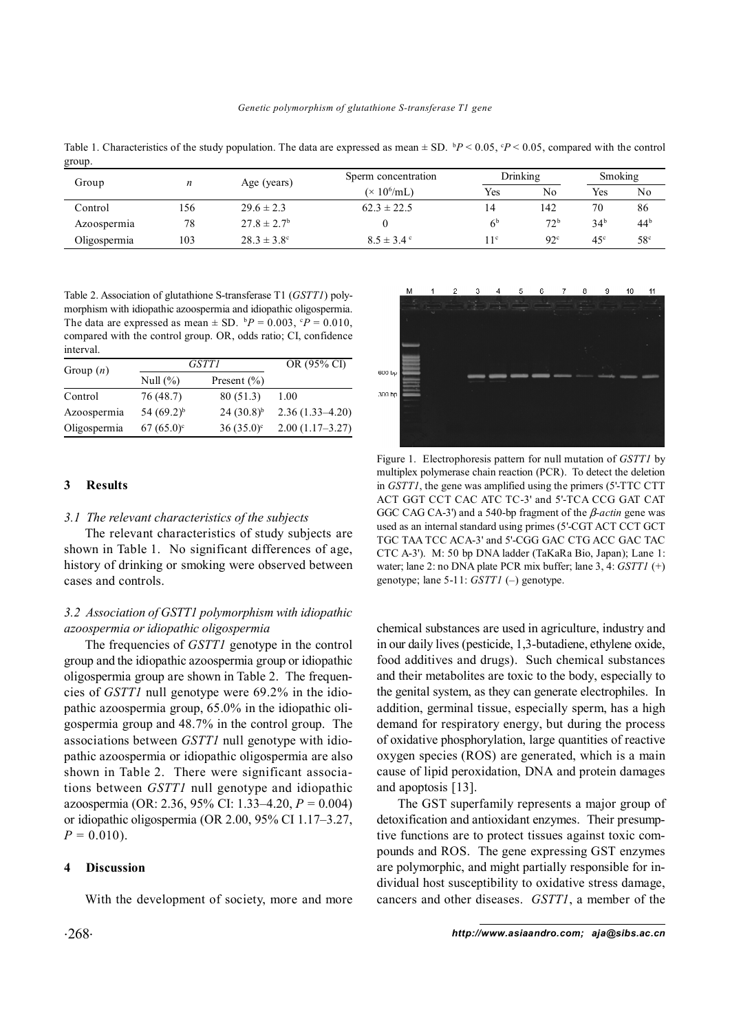Table 1. Characteristics of the study population. The data are expressed as mean ± SD. [b]$P < 0.05$, [c]$P < 0.05$, compared with the control group.

| Group | $n$ | Age (years) | Sperm concentration ($\times 10^6$/mL) | Drinking | | Smoking | |
|---|---|---|---|---|---|---|---|
| | | | | Yes | No | Yes | No |
| Control | 156 | 29.6 ± 2.3 | 62.3 ± 22.5 | 14 | 142 | 70 | 86 |
| Azoospermia | 78 | 27.8 ± 2.7[b] | 0 | 6[b] | 72[b] | 34[b] | 44[b] |
| Oligospermia | 103 | 28.3 ± 3.8[c] | 8.5 ± 3.4 [c] | 11[c] | 92[c] | 45[c] | 58[c] |

Table 2. Association of glutathione S-transferase T1 (*GSTT1*) polymorphism with idiopathic azoospermia and idiopathic oligospermia. The data are expressed as mean ± SD. [b]$P = 0.003$, [c]$P = 0.010$, compared with the control group. OR, odds ratio; CI, confidence interval.

| Group ($n$) | *GSTT1* | | OR (95% CI) |
|---|---|---|---|
| | Null (%) | Present (%) | |
| Control | 76 (48.7) | 80 (51.3) | 1.00 |
| Azoospermia | 54 (69.2)[b] | 24 (30.8)[b] | 2.36 (1.33–4.20) |
| Oligospermia | 67 (65.0)[c] | 36 (35.0)[c] | 2.00 (1.17–3.27) |

Figure 1. Electrophoresis pattern for null mutation of *GSTT1* by multiplex polymerase chain reaction (PCR). To detect the deletion in *GSTT1*, the gene was amplified using the primers (5'-TTC CTT ACT GGT CCT CAC ATC TC-3' and 5'-TCA CCG GAT CAT GGC CAG CA-3') and a 540-bp fragment of the *β-actin* gene was used as an internal standard using primes (5'-CGT ACT CCT GCT TGC TAA TCC ACA-3' and 5'-CGG GAC CTG ACC GAC TAC CTC A-3'). M: 50 bp DNA ladder (TaKaRa Bio, Japan); Lane 1: water; lane 2: no DNA plate PCR mix buffer; lane 3, 4: *GSTT1* (+) genotype; lane 5-11: *GSTT1* (–) genotype.

## 3 Results

### 3.1 The relevant characteristics of the subjects

The relevant characteristics of study subjects are shown in Table 1. No significant differences of age, history of drinking or smoking were observed between cases and controls.

### 3.2 Association of GSTT1 polymorphism with idiopathic azoospermia or idiopathic oligospermia

The frequencies of *GSTT1* genotype in the control group and the idiopathic azoospermia group or idiopathic oligospermia group are shown in Table 2. The frequencies of *GSTT1* null genotype were 69.2% in the idiopathic azoospermia group, 65.0% in the idiopathic oligospermia group and 48.7% in the control group. The associations between *GSTT1* null genotype with idiopathic azoospermia or idiopathic oligospermia are also shown in Table 2. There were significant associations between *GSTT1* null genotype and idiopathic azoospermia (OR: 2.36, 95% CI: 1.33–4.20, $P = 0.004$) or idiopathic oligospermia (OR 2.00, 95% CI 1.17–3.27, $P = 0.010$).

## 4 Discussion

With the development of society, more and more chemical substances are used in agriculture, industry and in our daily lives (pesticide, 1,3-butadiene, ethylene oxide, food additives and drugs). Such chemical substances and their metabolites are toxic to the body, especially to the genital system, as they can generate electrophiles. In addition, germinal tissue, especially sperm, has a high demand for respiratory energy, but during the process of oxidative phosphorylation, large quantities of reactive oxygen species (ROS) are generated, which is a main cause of lipid peroxidation, DNA and protein damages and apoptosis [13].

The GST superfamily represents a major group of detoxification and antioxidant enzymes. Their presumptive functions are to protect tissues against toxic compounds and ROS. The gene expressing GST enzymes are polymorphic, and might partially responsible for individual host susceptibility to oxidative stress damage, cancers and other diseases. *GSTT1*, a member of the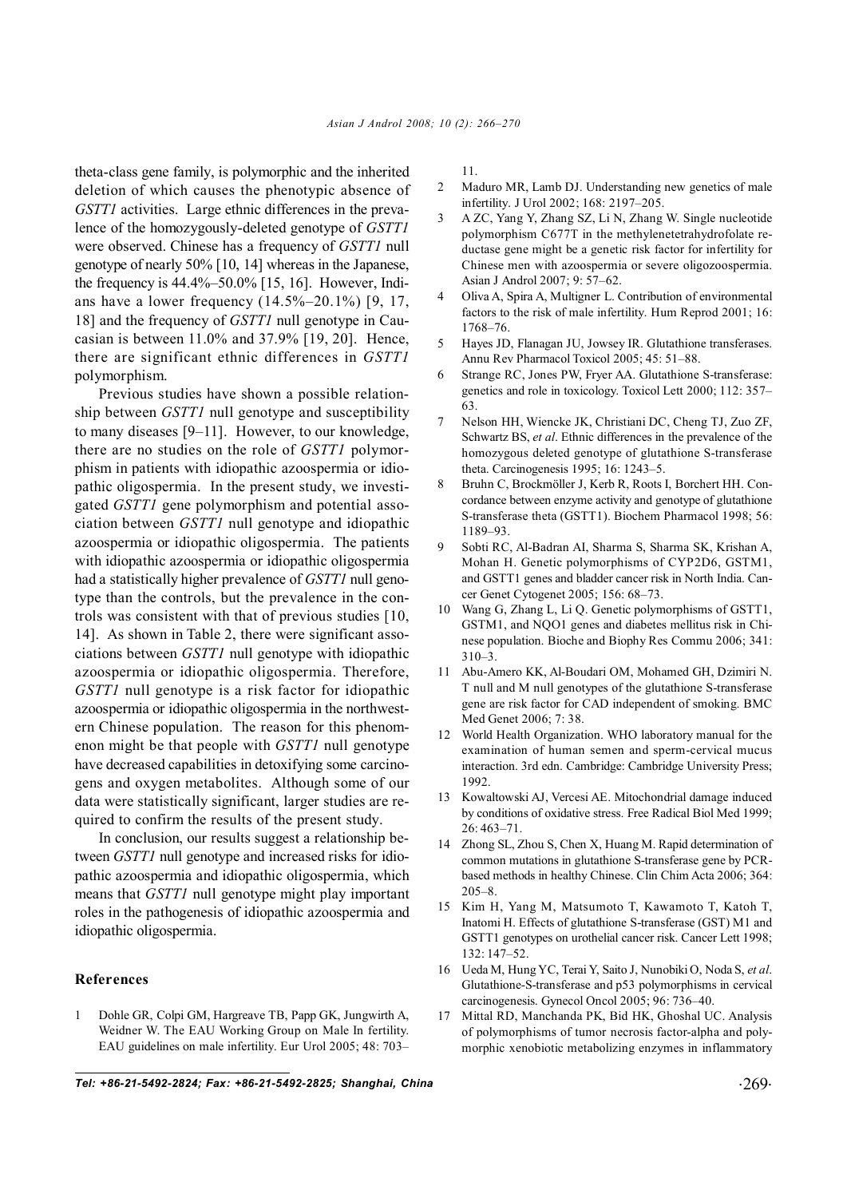theta-class gene family, is polymorphic and the inherited deletion of which causes the phenotypic absence of *GSTT1* activities. Large ethnic differences in the prevalence of the homozygously-deleted genotype of *GSTT1* were observed. Chinese has a frequency of *GSTT1* null genotype of nearly 50% [10, 14] whereas in the Japanese, the frequency is 44.4%–50.0% [15, 16]. However, Indians have a lower frequency (14.5%–20.1%) [9, 17, 18] and the frequency of *GSTT1* null genotype in Caucasian is between 11.0% and 37.9% [19, 20]. Hence, there are significant ethnic differences in *GSTT1* polymorphism.

Previous studies have shown a possible relationship between *GSTT1* null genotype and susceptibility to many diseases [9–11]. However, to our knowledge, there are no studies on the role of *GSTT1* polymorphism in patients with idiopathic azoospermia or idiopathic oligospermia. In the present study, we investigated *GSTT1* gene polymorphism and potential association between *GSTT1* null genotype and idiopathic azoospermia or idiopathic oligospermia. The patients with idiopathic azoospermia or idiopathic oligospermia had a statistically higher prevalence of *GSTT1* null genotype than the controls, but the prevalence in the controls was consistent with that of previous studies [10, 14]. As shown in Table 2, there were significant associations between *GSTT1* null genotype with idiopathic azoospermia or idiopathic oligospermia. Therefore, *GSTT1* null genotype is a risk factor for idiopathic azoospermia or idiopathic oligospermia in the northwestern Chinese population. The reason for this phenomenon might be that people with *GSTT1* null genotype have decreased capabilities in detoxifying some carcinogens and oxygen metabolites. Although some of our data were statistically significant, larger studies are required to confirm the results of the present study.

In conclusion, our results suggest a relationship between *GSTT1* null genotype and increased risks for idiopathic azoospermia and idiopathic oligospermia, which means that *GSTT1* null genotype might play important roles in the pathogenesis of idiopathic azoospermia and idiopathic oligospermia.

## References

1. Dohle GR, Colpi GM, Hargreave TB, Papp GK, Jungwirth A, Weidner W. The EAU Working Group on Male In fertility. EAU guidelines on male infertility. Eur Urol 2005; 48: 703–11.
2. Maduro MR, Lamb DJ. Understanding new genetics of male infertility. J Urol 2002; 168: 2197–205.
3. A ZC, Yang Y, Zhang SZ, Li N, Zhang W. Single nucleotide polymorphism C677T in the methylenetetrahydrofolate reductase gene might be a genetic risk factor for infertility for Chinese men with azoospermia or severe oligozoospermia. Asian J Androl 2007; 9: 57–62.
4. Oliva A, Spira A, Multigner L. Contribution of environmental factors to the risk of male infertility. Hum Reprod 2001; 16: 1768–76.
5. Hayes JD, Flanagan JU, Jowsey IR. Glutathione transferases. Annu Rev Pharmacol Toxicol 2005; 45: 51–88.
6. Strange RC, Jones PW, Fryer AA. Glutathione S-transferase: genetics and role in toxicology. Toxicol Lett 2000; 112: 357–63.
7. Nelson HH, Wiencke JK, Christiani DC, Cheng TJ, Zuo ZF, Schwartz BS, *et al*. Ethnic differences in the prevalence of the homozygous deleted genotype of glutathione S-transferase theta. Carcinogenesis 1995; 16: 1243–5.
8. Bruhn C, Brockmöller J, Kerb R, Roots I, Borchert HH. Concordance between enzyme activity and genotype of glutathione S-transferase theta (GSTT1). Biochem Pharmacol 1998; 56: 1189–93.
9. Sobti RC, Al-Badran AI, Sharma S, Sharma SK, Krishan A, Mohan H. Genetic polymorphisms of CYP2D6, GSTM1, and GSTT1 genes and bladder cancer risk in North India. Cancer Genet Cytogenet 2005; 156: 68–73.
10. Wang G, Zhang L, Li Q. Genetic polymorphisms of GSTT1, GSTM1, and NQO1 genes and diabetes mellitus risk in Chinese population. Bioche and Biophy Res Commu 2006; 341: 310–3.
11. Abu-Amero KK, Al-Boudari OM, Mohamed GH, Dzimiri N. T null and M null genotypes of the glutathione S-transferase gene are risk factor for CAD independent of smoking. BMC Med Genet 2006; 7: 38.
12. World Health Organization. WHO laboratory manual for the examination of human semen and sperm-cervical mucus interaction. 3rd edn. Cambridge: Cambridge University Press; 1992.
13. Kowaltowski AJ, Vercesi AE. Mitochondrial damage induced by conditions of oxidative stress. Free Radical Biol Med 1999; 26: 463–71.
14. Zhong SL, Zhou S, Chen X, Huang M. Rapid determination of common mutations in glutathione S-transferase gene by PCR-based methods in healthy Chinese. Clin Chim Acta 2006; 364: 205–8.
15. Kim H, Yang M, Matsumoto T, Kawamoto T, Katoh T, Inatomi H. Effects of glutathione S-transferase (GST) M1 and GSTT1 genotypes on urothelial cancer risk. Cancer Lett 1998; 132: 147–52.
16. Ueda M, Hung YC, Terai Y, Saito J, Nunobiki O, Noda S, *et al*. Glutathione-S-transferase and p53 polymorphisms in cervical carcinogenesis. Gynecol Oncol 2005; 96: 736–40.
17. Mittal RD, Manchanda PK, Bid HK, Ghoshal UC. Analysis of polymorphisms of tumor necrosis factor-alpha and polymorphic xenobiotic metabolizing enzymes in inflammatory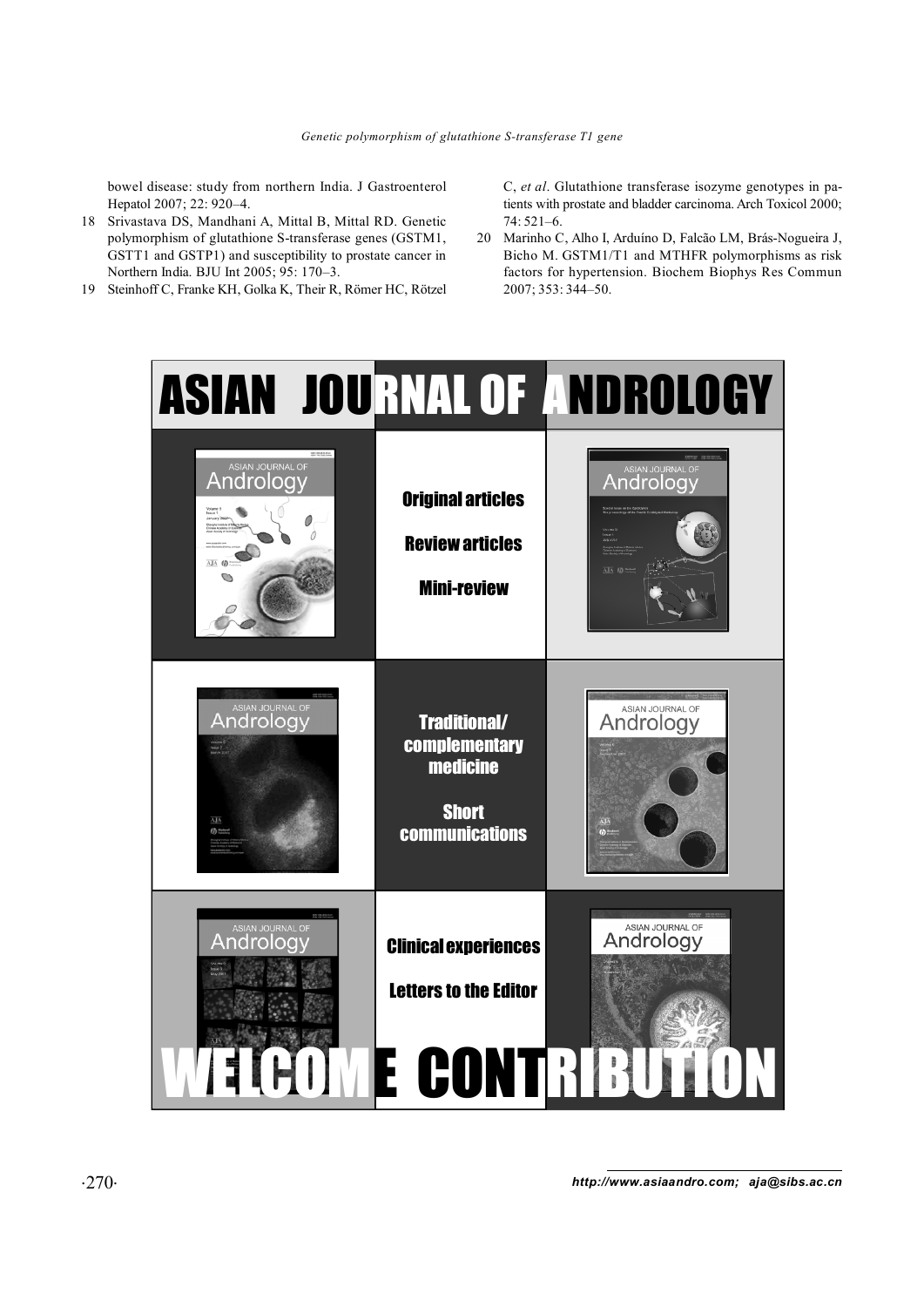bowel disease: study from northern India. J Gastroenterol Hepatol 2007; 22: 920–4.

18 Srivastava DS, Mandhani A, Mittal B, Mittal RD. Genetic polymorphism of glutathione S-transferase genes (GSTM1, GSTT1 and GSTP1) and susceptibility to prostate cancer in Northern India. BJU Int 2005; 95: 170–3.

19 Steinhoff C, Franke KH, Golka K, Their R, Römer HC, Rötzel C, *et al*. Glutathione transferase isozyme genotypes in patients with prostate and bladder carcinoma. Arch Toxicol 2000; 74: 521–6.

20 Marinho C, Alho I, Arduíno D, Falcão LM, Brás-Nogueira J, Bicho M. GSTM1/T1 and MTHFR polymorphisms as risk factors for hypertension. Biochem Biophys Res Commun 2007; 353: 344–50.

# ASIAN JOURNAL OF ANDROLOGY

**Original articles**

**Review articles**

**Mini-review**

**Traditional/ complementary medicine**

**Short communications**

**Clinical experiences**

**Letters to the Editor**

# WELCOME CONTRIBUTION